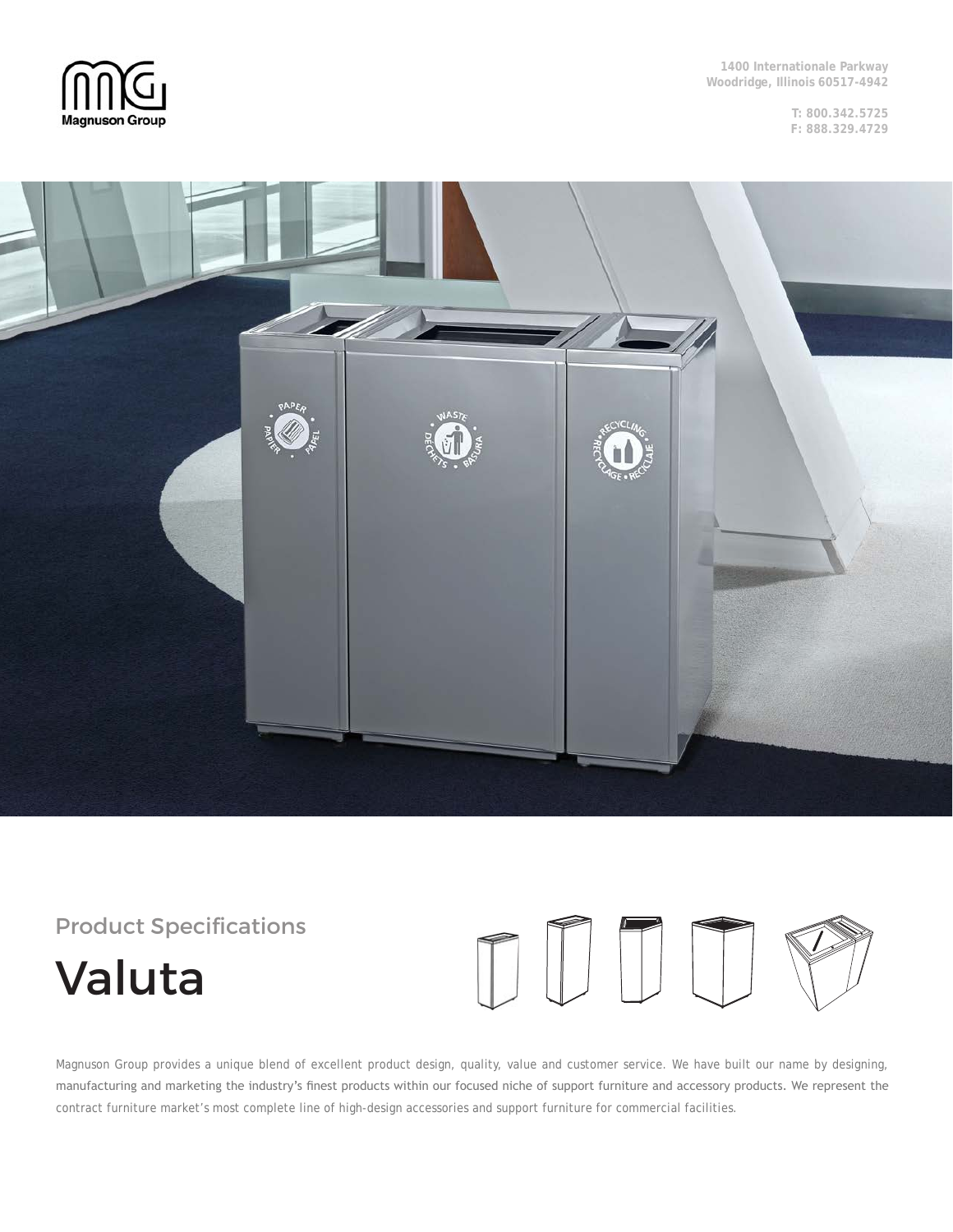Magnuson Group

1400 Internationale Parkway
Woodridge, Illinois 60517-4942

T: 800.342.5725
F: 888.329.4729

## Product Specifications

# Valuta

Magnuson Group provides a unique blend of excellent product design, quality, value and customer service. We have built our name by designing, manufacturing and marketing the industry's finest products within our focused niche of support furniture and accessory products. We represent the contract furniture market's most complete line of high-design accessories and support furniture for commercial facilities.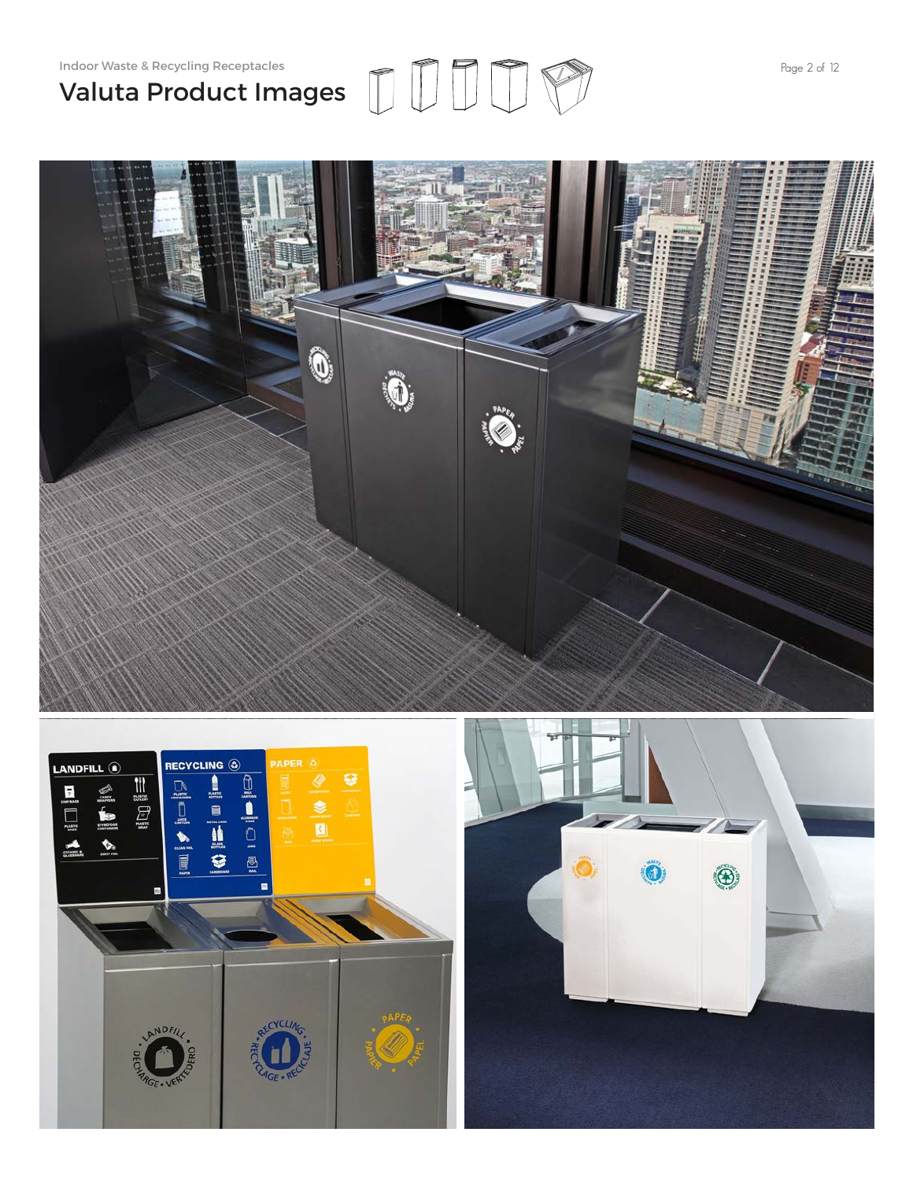Indoor Waste & Recycling Receptacles

# Valuta Product Images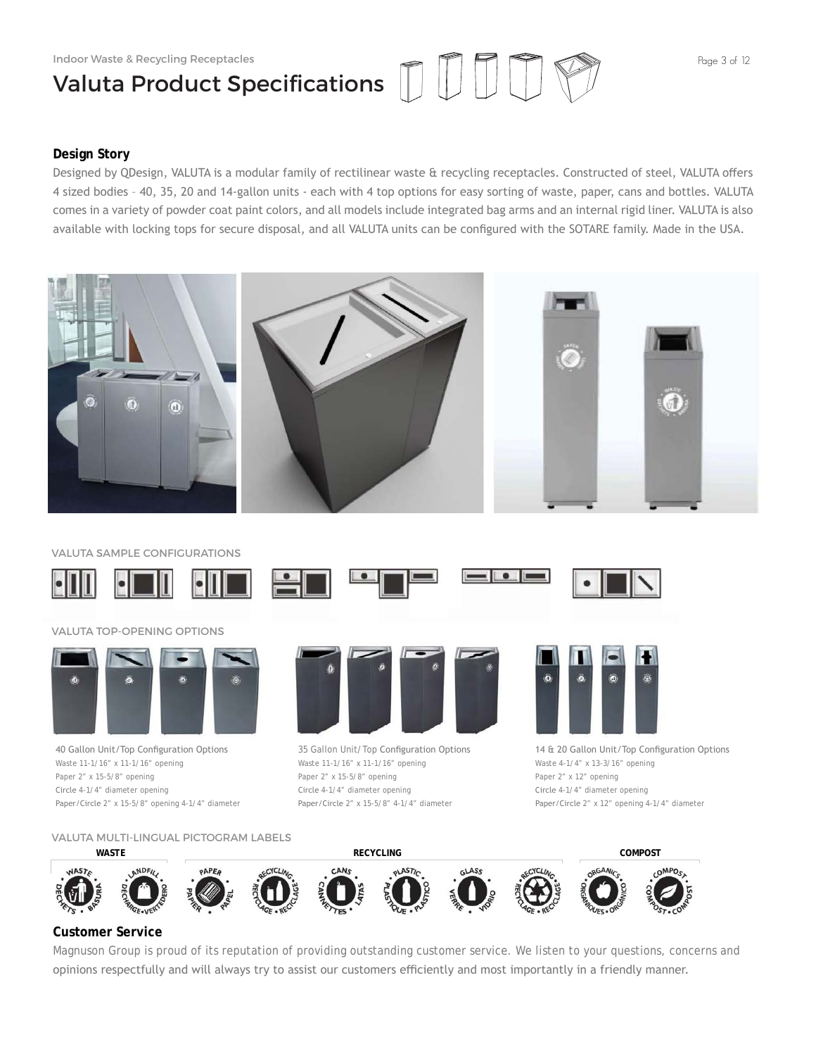Indoor Waste & Recycling Receptacles

# Valuta Product Specifications

## Design Story

Designed by QDesign, VALUTA is a modular family of rectilinear waste & recycling receptacles. Constructed of steel, VALUTA offers 4 sized bodies – 40, 35, 20 and 14-gallon units - each with 4 top options for easy sorting of waste, paper, cans and bottles. VALUTA comes in a variety of powder coat paint colors, and all models include integrated bag arms and an internal rigid liner. VALUTA is also available with locking tops for secure disposal, and all VALUTA units can be configured with the SOTARE family. Made in the USA.

VALUTA SAMPLE CONFIGURATIONS

VALUTA TOP-OPENING OPTIONS

40 Gallon Unit/Top Configuration Options
Waste 11-1/16" x 11-1/16" opening
Paper 2" x 15-5/8" opening
Circle 4-1/4" diameter opening
Paper/Circle 2" x 15-5/8" opening 4-1/4" diameter

35 Gallon Unit/Top Configuration Options
Waste 11-1/16" x 11-1/16" opening
Paper 2" x 15-5/8" opening
Circle 4-1/4" diameter opening
Paper/Circle 2" x 15-5/8" 4-1/4" diameter

14 & 20 Gallon Unit/Top Configuration Options
Waste 4-1/4" x 13-3/16" opening
Paper 2" x 12" opening
Circle 4-1/4" diameter opening
Paper/Circle 2" x 12" opening 4-1/4" diameter

VALUTA MULTI-LINGUAL PICTOGRAM LABELS

**WASTE** | **RECYCLING** | **COMPOST**

## Customer Service

Magnuson Group is proud of its reputation of providing outstanding customer service. We listen to your questions, concerns and opinions respectfully and will always try to assist our customers efficiently and most importantly in a friendly manner.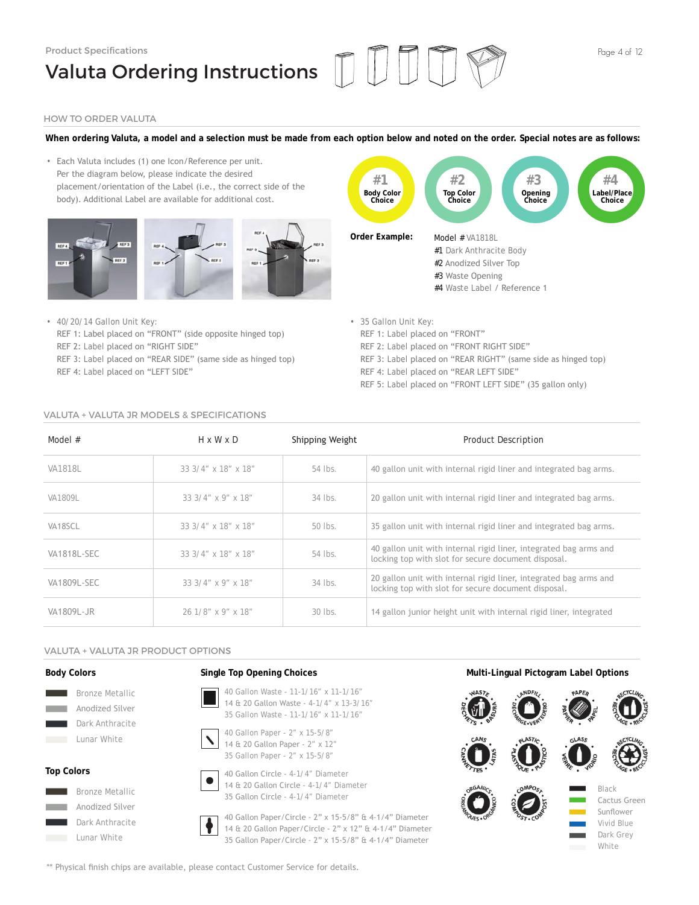Product Specifications

# Valuta Ordering Instructions

## HOW TO ORDER VALUTA

**When ordering Valuta, a model and a selection must be made from each option below and noted on the order. Special notes are as follows:**

- Each Valuta includes (1) one Icon/Reference per unit. Per the diagram below, please indicate the desired placement/orientation of the Label (i.e., the correct side of the body). Additional Label are available for additional cost.

**#1** Body Color Choice — **#2** Top Color Choice — **#3** Opening Choice — **#4** Label/Place Choice

**Order Example:**

Model # VA1818L
#1 Dark Anthracite Body
#2 Anodized Silver Top
#3 Waste Opening
#4 Waste Label / Reference 1

- 40/20/14 Gallon Unit Key:
  REF 1: Label placed on "FRONT" (side opposite hinged top)
  REF 2: Label placed on "RIGHT SIDE"
  REF 3: Label placed on "REAR SIDE" (same side as hinged top)
  REF 4: Label placed on "LEFT SIDE"

- 35 Gallon Unit Key:
  REF 1: Label placed on "FRONT"
  REF 2: Label placed on "FRONT RIGHT SIDE"
  REF 3: Label placed on "REAR RIGHT" (same side as hinged top)
  REF 4: Label placed on "REAR LEFT SIDE"
  REF 5: Label placed on "FRONT LEFT SIDE" (35 gallon only)

## VALUTA + VALUTA JR MODELS & SPECIFICATIONS

| Model # | H x W x D | Shipping Weight | Product Description |
|---|---|---|---|
| VA1818L | 33 3/4" x 18" x 18" | 54 lbs. | 40 gallon unit with internal rigid liner and integrated bag arms. |
| VA1809L | 33 3/4" x 9" x 18" | 34 lbs. | 20 gallon unit with internal rigid liner and integrated bag arms. |
| VA18SCL | 33 3/4" x 18" x 18" | 50 lbs. | 35 gallon unit with internal rigid liner and integrated bag arms. |
| VA1818L-SEC | 33 3/4" x 18" x 18" | 54 lbs. | 40 gallon unit with internal rigid liner, integrated bag arms and locking top with slot for secure document disposal. |
| VA1809L-SEC | 33 3/4" x 9" x 18" | 34 lbs. | 20 gallon unit with internal rigid liner, integrated bag arms and locking top with slot for secure document disposal. |
| VA1809L-JR | 26 1/8" x 9" x 18" | 30 lbs. | 14 gallon junior height unit with internal rigid liner, integrated |

## VALUTA + VALUTA JR PRODUCT OPTIONS

### Body Colors

- Bronze Metallic
- Anodized Silver
- Dark Anthracite
- Lunar White

### Top Colors

- Bronze Metallic
- Anodized Silver
- Dark Anthracite
- Lunar White

### Single Top Opening Choices

- 40 Gallon Waste - 11-1/16" x 11-1/16"
  14 & 20 Gallon Waste - 4-1/4" x 13-3/16"
  35 Gallon Waste - 11-1/16" x 11-1/16"
- 40 Gallon Paper - 2" x 15-5/8"
  14 & 20 Gallon Paper - 2" x 12"
  35 Gallon Paper - 2" x 15-5/8"
- 40 Gallon Circle - 4-1/4" Diameter
  14 & 20 Gallon Circle - 4-1/4" Diameter
  35 Gallon Circle - 4-1/4" Diameter
- 40 Gallon Paper/Circle - 2" x 15-5/8" & 4-1/4" Diameter
  14 & 20 Gallon Paper/Circle - 2" x 12" & 4-1/4" Diameter
  35 Gallon Paper/Circle - 2" x 15-5/8" & 4-1/4" Diameter

### Multi-Lingual Pictogram Label Options

- WASTE • DÉCHETS • BASURA
- LANDFILL • DÉCHARGE • VERTEDERO
- PAPER • PAPIER • PAPEL
- RECYCLING • RECYCLAGE • RECICLAJE
- CANS • CANNETTES • LATAS
- PLASTIC • PLASTIQUE • PLÁSTICO
- GLASS • VERRE • VIDRIO
- RECYCLING • RECYCLAGE • RECICLAJE
- ORGANICS • ORGANIQUES • ORGÁNICO
- COMPOST • COMPOST • COMPOST

Label colors:

- Black
- Cactus Green
- Sunflower
- Vivid Blue
- Dark Grey
- White

** Physical finish chips are available, please contact Customer Service for details.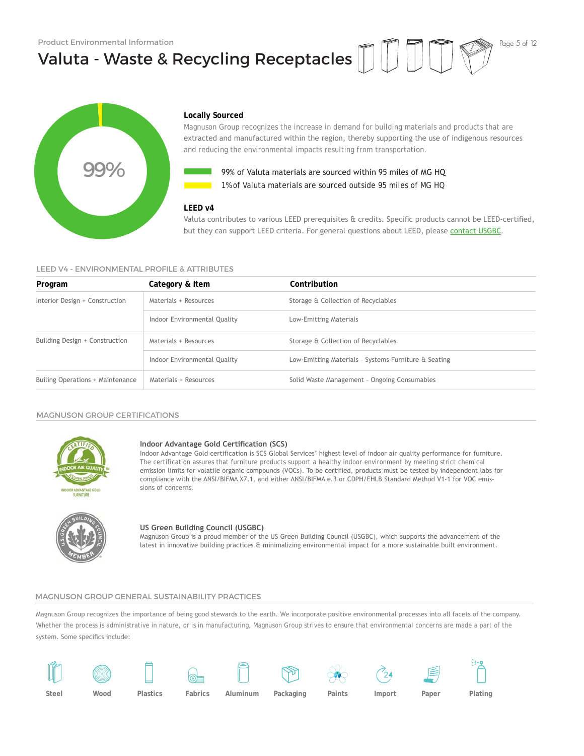Product Environmental Information

# Valuta - Waste & Recycling Receptacles

99%

### Locally Sourced

Magnuson Group recognizes the increase in demand for building materials and products that are extracted and manufactured within the region, thereby supporting the use of indigenous resources and reducing the environmental impacts resulting from transportation.

- 99% of Valuta materials are sourced within 95 miles of MG HQ
- 1% of Valuta materials are sourced outside 95 miles of MG HQ

### LEED v4

Valuta contributes to various LEED prerequisites & credits. Specific products cannot be LEED-certified, but they can support LEED criteria. For general questions about LEED, please contact USGBC.

## LEED V4 - ENVIRONMENTAL PROFILE & ATTRIBUTES

| Program | Category & Item | Contribution |
| --- | --- | --- |
| Interior Design + Construction | Materials + Resources | Storage & Collection of Recyclables |
| | Indoor Environmental Quality | Low-Emitting Materials |
| Building Design + Construction | Materials + Resources | Storage & Collection of Recyclables |
| | Indoor Environmental Quality | Low-Emitting Materials - Systems Furniture & Seating |
| Builing Operations + Maintenance | Materials + Resources | Solid Waste Management - Ongoing Consumables |

## MAGNUSON GROUP CERTIFICATIONS

### Indoor Advantage Gold Certification (SCS)

Indoor Advantage Gold certification is SCS Global Services' highest level of indoor air quality performance for furniture. The certification assures that furniture products support a healthy indoor environment by meeting strict chemical emission limits for volatile organic compounds (VOCs). To be certified, products must be tested by independent labs for compliance with the ANSI/BIFMA X7.1, and either ANSI/BIFMA e.3 or CDPH/EHLB Standard Method V1-1 for VOC emissions of concerns.

### US Green Building Council (USGBC)

Magnuson Group is a proud member of the US Green Building Council (USGBC), which supports the advancement of the latest in innovative building practices & minimalizing environmental impact for a more sustainable built environment.

## MAGNUSON GROUP GENERAL SUSTAINABILITY PRACTICES

Magnuson Group recognizes the importance of being good stewards to the earth. We incorporate positive environmental processes into all facets of the company. Whether the process is administrative in nature, or is in manufacturing, Magnuson Group strives to ensure that environmental concerns are made a part of the system. Some specifics include:

Steel · Wood · Plastics · Fabrics · Aluminum · Packaging · Paints · Import · Paper · Plating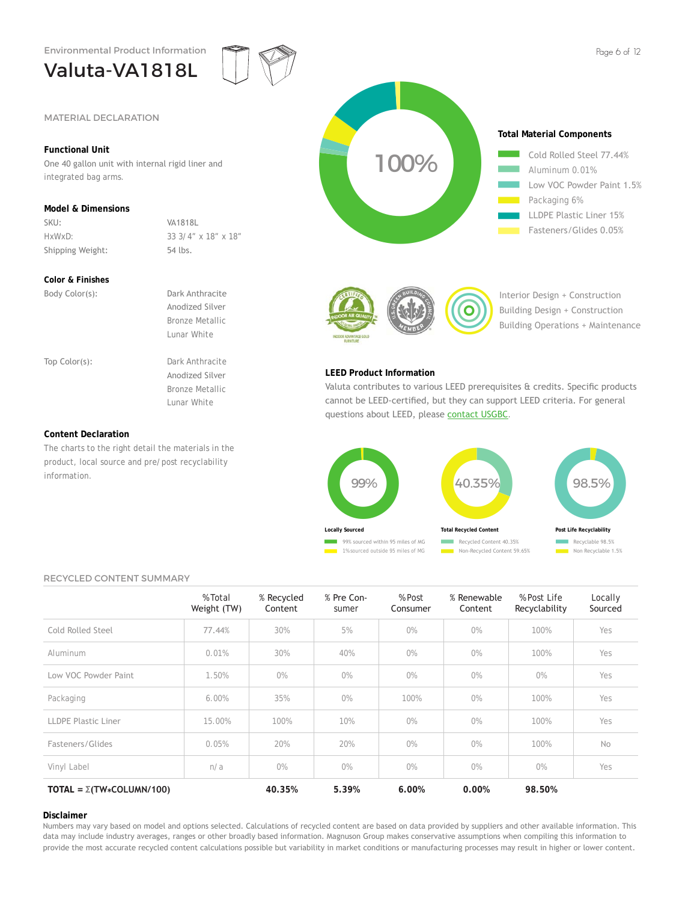Environmental Product Information

# Valuta-VA1818L

## MATERIAL DECLARATION

### Functional Unit

One 40 gallon unit with internal rigid liner and integrated bag arms.

### Model & Dimensions

| | |
|---|---|
| SKU: | VA1818L |
| HxWxD: | 33 3/4" x 18" x 18" |
| Shipping Weight: | 54 lbs. |

### Color & Finishes

| | |
|---|---|
| Body Color(s): | Dark Anthracite<br>Anodized Silver<br>Bronze Metallic<br>Lunar White |
| Top Color(s): | Dark Anthracite<br>Anodized Silver<br>Bronze Metallic<br>Lunar White |

### Content Declaration

The charts to the right detail the materials in the product, local source and pre/post recyclability information.

100%

**Total Material Components**

- Cold Rolled Steel 77.44%
- Aluminum 0.01%
- Low VOC Powder Paint 1.5%
- Packaging 6%
- LLDPE Plastic Liner 15%
- Fasteners/Glides 0.05%

Interior Design + Construction
Building Design + Construction
Building Operations + Maintenance

### LEED Product Information

Valuta contributes to various LEED prerequisites & credits. Specific products cannot be LEED-certified, but they can support LEED criteria. For general questions about LEED, please contact USGBC.

**Locally Sourced** — 99%
- 99% sourced within 95 miles of MG
- 1% sourced outside 95 miles of MG

**Total Recycled Content** — 40.35%
- Recycled Content 40.35%
- Non-Recycled Content 59.65%

**Post Life Recyclability** — 98.5%
- Recyclable 98.5%
- Non Recyclable 1.5%

## RECYCLED CONTENT SUMMARY

| | %Total Weight (TW) | % Recycled Content | % Pre Consumer | %Post Consumer | % Renewable Content | %Post Life Recyclability | Locally Sourced |
|---|---|---|---|---|---|---|---|
| Cold Rolled Steel | 77.44% | 30% | 5% | 0% | 0% | 100% | Yes |
| Aluminum | 0.01% | 30% | 40% | 0% | 0% | 100% | Yes |
| Low VOC Powder Paint | 1.50% | 0% | 0% | 0% | 0% | 0% | Yes |
| Packaging | 6.00% | 35% | 0% | 100% | 0% | 100% | Yes |
| LLDPE Plastic Liner | 15.00% | 100% | 10% | 0% | 0% | 100% | Yes |
| Fasteners/Glides | 0.05% | 20% | 20% | 0% | 0% | 100% | No |
| Vinyl Label | n/a | 0% | 0% | 0% | 0% | 0% | Yes |
| **TOTAL = Σ(TW*COLUMN/100)** | | **40.35%** | **5.39%** | **6.00%** | **0.00%** | **98.50%** | |

### Disclaimer

Numbers may vary based on model and options selected. Calculations of recycled content are based on data provided by suppliers and other available information. This data may include industry averages, ranges or other broadly based information. Magnuson Group makes conservative assumptions when compiling this information to provide the most accurate recycled content calculations possible but variability in market conditions or manufacturing processes may result in higher or lower content.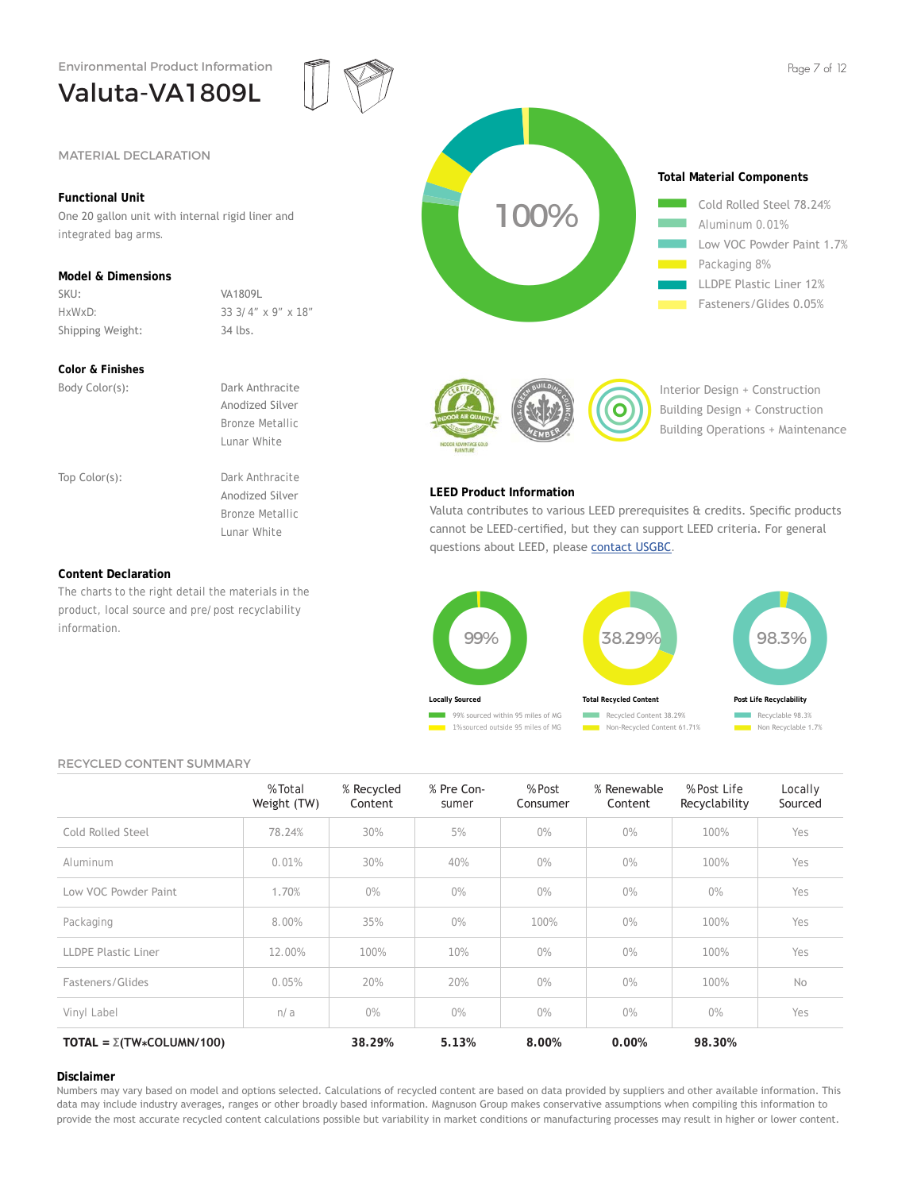Environmental Product Information

# Valuta-VA1809L

## MATERIAL DECLARATION

### Functional Unit

One 20 gallon unit with internal rigid liner and integrated bag arms.

### Model & Dimensions

| | |
|---|---|
| SKU: | VA1809L |
| HxWxD: | 33 3/4" x 9" x 18" |
| Shipping Weight: | 34 lbs. |

### Color & Finishes

| | |
|---|---|
| Body Color(s): | Dark Anthracite<br>Anodized Silver<br>Bronze Metallic<br>Lunar White |
| Top Color(s): | Dark Anthracite<br>Anodized Silver<br>Bronze Metallic<br>Lunar White |

### Content Declaration

The charts to the right detail the materials in the product, local source and pre/post recyclability information.

100%

### Total Material Components

- Cold Rolled Steel 78.24%
- Aluminum 0.01%
- Low VOC Powder Paint 1.7%
- Packaging 8%
- LLDPE Plastic Liner 12%
- Fasteners/Glides 0.05%

Interior Design + Construction
Building Design + Construction
Building Operations + Maintenance

### LEED Product Information

Valuta contributes to various LEED prerequisites & credits. Specific products cannot be LEED-certified, but they can support LEED criteria. For general questions about LEED, please contact USGBC.

**Locally Sourced** — 99%
- 99% sourced within 95 miles of MG
- 1% sourced outside 95 miles of MG

**Total Recycled Content** — 38.29%
- Recycled Content 38.29%
- Non-Recycled Content 61.71%

**Post Life Recyclability** — 98.3%
- Recyclable 98.3%
- Non Recyclable 1.7%

## RECYCLED CONTENT SUMMARY

| | %Total Weight (TW) | % Recycled Content | % Pre Consumer | %Post Consumer | % Renewable Content | %Post Life Recyclability | Locally Sourced |
|---|---|---|---|---|---|---|---|
| Cold Rolled Steel | 78.24% | 30% | 5% | 0% | 0% | 100% | Yes |
| Aluminum | 0.01% | 30% | 40% | 0% | 0% | 100% | Yes |
| Low VOC Powder Paint | 1.70% | 0% | 0% | 0% | 0% | 0% | Yes |
| Packaging | 8.00% | 35% | 0% | 100% | 0% | 100% | Yes |
| LLDPE Plastic Liner | 12.00% | 100% | 10% | 0% | 0% | 100% | Yes |
| Fasteners/Glides | 0.05% | 20% | 20% | 0% | 0% | 100% | No |
| Vinyl Label | n/a | 0% | 0% | 0% | 0% | 0% | Yes |
| **TOTAL = Σ(TW*COLUMN/100)** | | **38.29%** | **5.13%** | **8.00%** | **0.00%** | **98.30%** | |

### Disclaimer

Numbers may vary based on model and options selected. Calculations of recycled content are based on data provided by suppliers and other available information. This data may include industry averages, ranges or other broadly based information. Magnuson Group makes conservative assumptions when compiling this information to provide the most accurate recycled content calculations possible but variability in market conditions or manufacturing processes may result in higher or lower content.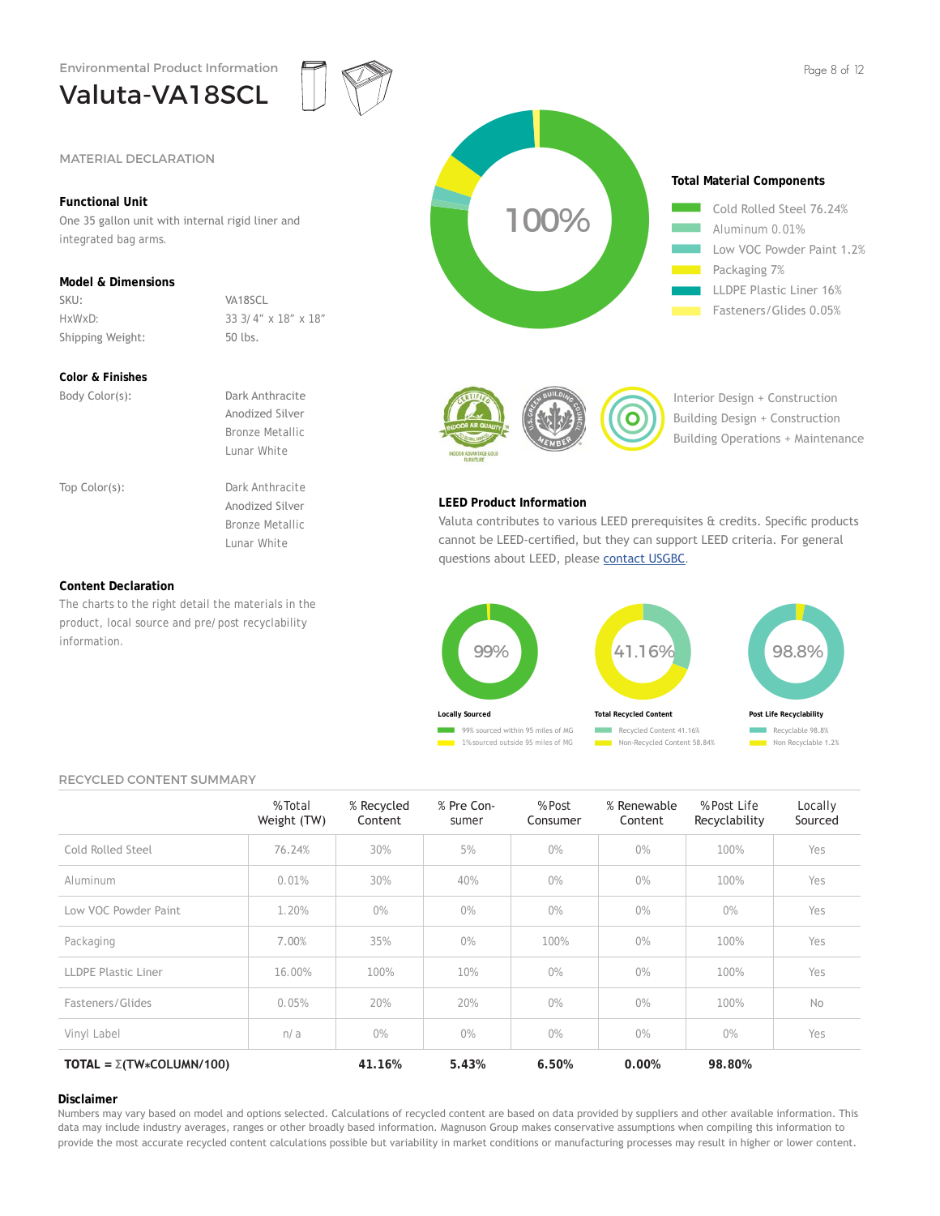Environmental Product Information

# Valuta-VA18SCL

## MATERIAL DECLARATION

### Functional Unit

One 35 gallon unit with internal rigid liner and integrated bag arms.

### Model & Dimensions

| | |
|---|---|
| SKU: | VA18SCL |
| HxWxD: | 33 3/4" x 18" x 18" |
| Shipping Weight: | 50 lbs. |

### Color & Finishes

| | |
|---|---|
| Body Color(s): | Dark Anthracite<br>Anodized Silver<br>Bronze Metallic<br>Lunar White |
| Top Color(s): | Dark Anthracite<br>Anodized Silver<br>Bronze Metallic<br>Lunar White |

### Content Declaration

The charts to the right detail the materials in the product, local source and pre/post recyclability information.

100%

**Total Material Components**

- Cold Rolled Steel 76.24%
- Aluminum 0.01%
- Low VOC Powder Paint 1.2%
- Packaging 7%
- LLDPE Plastic Liner 16%
- Fasteners/Glides 0.05%

Interior Design + Construction
Building Design + Construction
Building Operations + Maintenance

### LEED Product Information

Valuta contributes to various LEED prerequisites & credits. Specific products cannot be LEED-certified, but they can support LEED criteria. For general questions about LEED, please contact USGBC.

**Locally Sourced** — 99%
- 99% sourced within 95 miles of MG
- 1% sourced outside 95 miles of MG

**Total Recycled Content** — 41.16%
- Recycled Content 41.16%
- Non-Recycled Content 58.84%

**Post Life Recyclability** — 98.8%
- Recyclable 98.8%
- Non Recyclable 1.2%

## RECYCLED CONTENT SUMMARY

| | %Total Weight (TW) | % Recycled Content | % Pre Consumer | %Post Consumer | % Renewable Content | %Post Life Recyclability | Locally Sourced |
|---|---|---|---|---|---|---|---|
| Cold Rolled Steel | 76.24% | 30% | 5% | 0% | 0% | 100% | Yes |
| Aluminum | 0.01% | 30% | 40% | 0% | 0% | 100% | Yes |
| Low VOC Powder Paint | 1.20% | 0% | 0% | 0% | 0% | 0% | Yes |
| Packaging | 7.00% | 35% | 0% | 100% | 0% | 100% | Yes |
| LLDPE Plastic Liner | 16.00% | 100% | 10% | 0% | 0% | 100% | Yes |
| Fasteners/Glides | 0.05% | 20% | 20% | 0% | 0% | 100% | No |
| Vinyl Label | n/a | 0% | 0% | 0% | 0% | 0% | Yes |
| **TOTAL = Σ(TW*COLUMN/100)** | | **41.16%** | **5.43%** | **6.50%** | **0.00%** | **98.80%** | |

### Disclaimer

Numbers may vary based on model and options selected. Calculations of recycled content are based on data provided by suppliers and other available information. This data may include industry averages, ranges or other broadly based information. Magnuson Group makes conservative assumptions when compiling this information to provide the most accurate recycled content calculations possible but variability in market conditions or manufacturing processes may result in higher or lower content.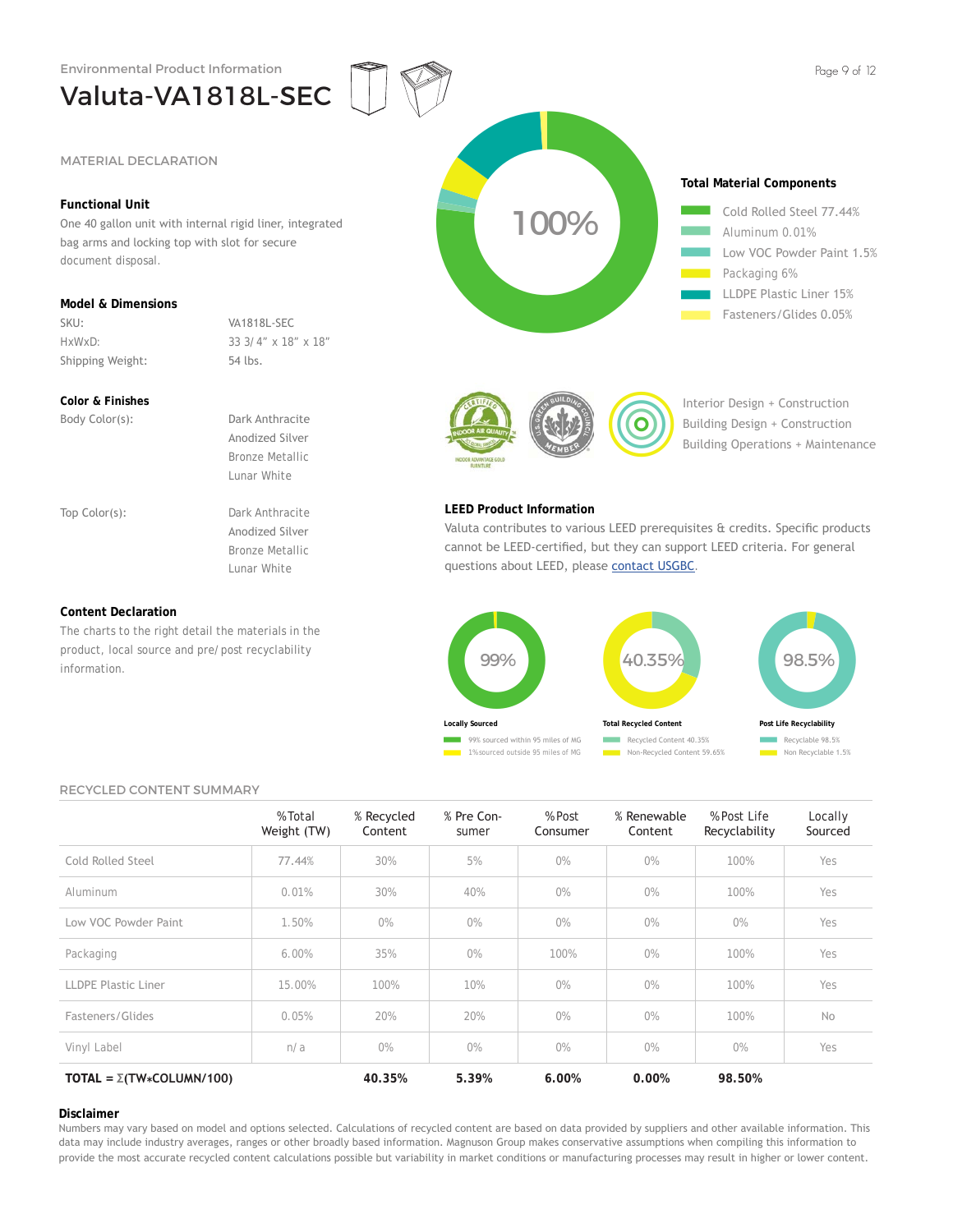Environmental Product Information

# Valuta-VA1818L-SEC

## MATERIAL DECLARATION

### Functional Unit

One 40 gallon unit with internal rigid liner, integrated bag arms and locking top with slot for secure document disposal.

### Model & Dimensions

| | |
|---|---|
| SKU: | VA1818L-SEC |
| HxWxD: | 33 3/4" x 18" x 18" |
| Shipping Weight: | 54 lbs. |

### Color & Finishes

| | |
|---|---|
| Body Color(s): | Dark Anthracite<br>Anodized Silver<br>Bronze Metallic<br>Lunar White |
| Top Color(s): | Dark Anthracite<br>Anodized Silver<br>Bronze Metallic<br>Lunar White |

### Content Declaration

The charts to the right detail the materials in the product, local source and pre/post recyclability information.

**Total Material Components**

100%

- Cold Rolled Steel 77.44%
- Aluminum 0.01%
- Low VOC Powder Paint 1.5%
- Packaging 6%
- LLDPE Plastic Liner 15%
- Fasteners/Glides 0.05%

Interior Design + Construction
Building Design + Construction
Building Operations + Maintenance

### LEED Product Information

Valuta contributes to various LEED prerequisites & credits. Specific products cannot be LEED-certified, but they can support LEED criteria. For general questions about LEED, please contact USGBC.

**Locally Sourced** — 99%
- 99% sourced within 95 miles of MG
- 1% sourced outside 95 miles of MG

**Total Recycled Content** — 40.35%
- Recycled Content 40.35%
- Non-Recycled Content 59.65%

**Post Life Recyclability** — 98.5%
- Recyclable 98.5%
- Non Recyclable 1.5%

## RECYCLED CONTENT SUMMARY

| | %Total Weight (TW) | % Recycled Content | % Pre Consumer | %Post Consumer | % Renewable Content | %Post Life Recyclability | Locally Sourced |
|---|---|---|---|---|---|---|---|
| Cold Rolled Steel | 77.44% | 30% | 5% | 0% | 0% | 100% | Yes |
| Aluminum | 0.01% | 30% | 40% | 0% | 0% | 100% | Yes |
| Low VOC Powder Paint | 1.50% | 0% | 0% | 0% | 0% | 0% | Yes |
| Packaging | 6.00% | 35% | 0% | 100% | 0% | 100% | Yes |
| LLDPE Plastic Liner | 15.00% | 100% | 10% | 0% | 0% | 100% | Yes |
| Fasteners/Glides | 0.05% | 20% | 20% | 0% | 0% | 100% | No |
| Vinyl Label | n/a | 0% | 0% | 0% | 0% | 0% | Yes |
| **TOTAL = Σ(TW*COLUMN/100)** | | **40.35%** | **5.39%** | **6.00%** | **0.00%** | **98.50%** | |

### Disclaimer

Numbers may vary based on model and options selected. Calculations of recycled content are based on data provided by suppliers and other available information. This data may include industry averages, ranges or other broadly based information. Magnuson Group makes conservative assumptions when compiling this information to provide the most accurate recycled content calculations possible but variability in market conditions or manufacturing processes may result in higher or lower content.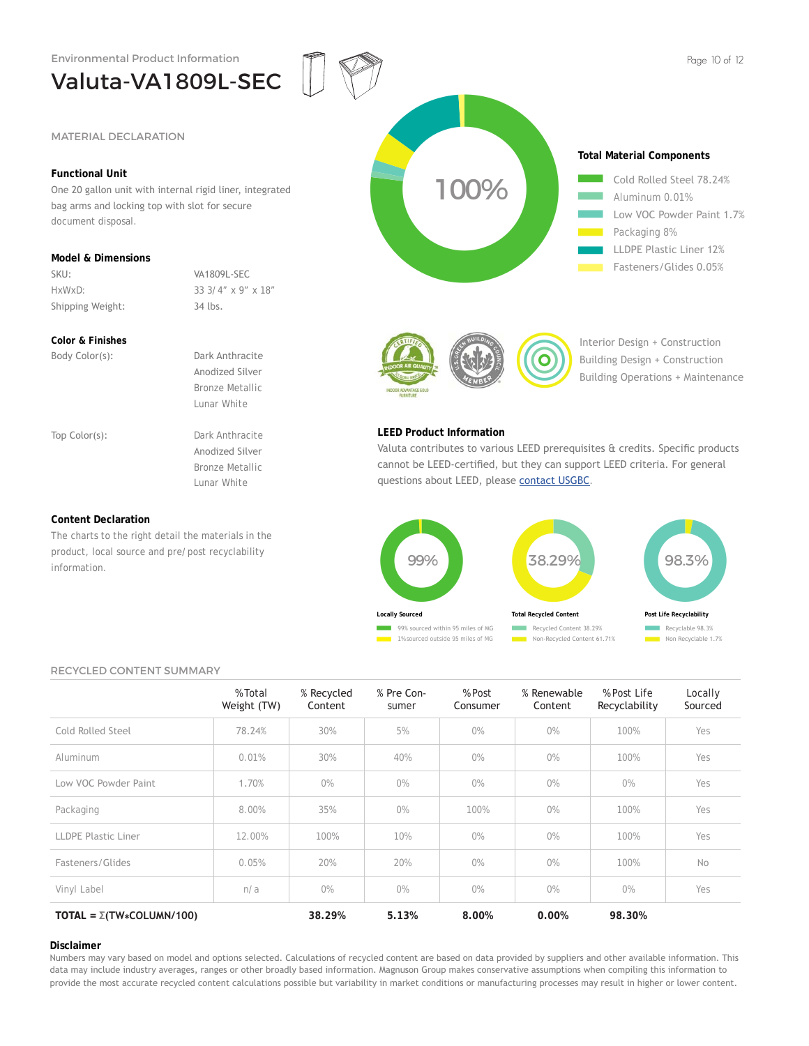Environmental Product Information

# Valuta-VA1809L-SEC

## MATERIAL DECLARATION

### Functional Unit

One 20 gallon unit with internal rigid liner, integrated bag arms and locking top with slot for secure document disposal.

### Model & Dimensions

| | |
|---|---|
| SKU: | VA1809L-SEC |
| HxWxD: | 33 3/4" x 9" x 18" |
| Shipping Weight: | 34 lbs. |

### Color & Finishes

Body Color(s):
- Dark Anthracite
- Anodized Silver
- Bronze Metallic
- Lunar White

Top Color(s):
- Dark Anthracite
- Anodized Silver
- Bronze Metallic
- Lunar White

### Content Declaration

The charts to the right detail the materials in the product, local source and pre/post recyclability information.

100%

### Total Material Components

- Cold Rolled Steel 78.24%
- Aluminum 0.01%
- Low VOC Powder Paint 1.7%
- Packaging 8%
- LLDPE Plastic Liner 12%
- Fasteners/Glides 0.05%

Interior Design + Construction
Building Design + Construction
Building Operations + Maintenance

### LEED Product Information

Valuta contributes to various LEED prerequisites & credits. Specific products cannot be LEED-certified, but they can support LEED criteria. For general questions about LEED, please contact USGBC.

**Locally Sourced** — 99%
- 99% sourced within 95 miles of MG
- 1% sourced outside 95 miles of MG

**Total Recycled Content** — 38.29%
- Recycled Content 38.29%
- Non-Recycled Content 61.71%

**Post Life Recyclability** — 98.3%
- Recyclable 98.3%
- Non Recyclable 1.7%

## RECYCLED CONTENT SUMMARY

| | %Total Weight (TW) | % Recycled Content | % Pre Consumer | %Post Consumer | % Renewable Content | %Post Life Recyclability | Locally Sourced |
|---|---|---|---|---|---|---|---|
| Cold Rolled Steel | 78.24% | 30% | 5% | 0% | 0% | 100% | Yes |
| Aluminum | 0.01% | 30% | 40% | 0% | 0% | 100% | Yes |
| Low VOC Powder Paint | 1.70% | 0% | 0% | 0% | 0% | 0% | Yes |
| Packaging | 8.00% | 35% | 0% | 100% | 0% | 100% | Yes |
| LLDPE Plastic Liner | 12.00% | 100% | 10% | 0% | 0% | 100% | Yes |
| Fasteners/Glides | 0.05% | 20% | 20% | 0% | 0% | 100% | No |
| Vinyl Label | n/a | 0% | 0% | 0% | 0% | 0% | Yes |
| **TOTAL = Σ(TW*COLUMN/100)** | | **38.29%** | **5.13%** | **8.00%** | **0.00%** | **98.30%** | |

### Disclaimer

Numbers may vary based on model and options selected. Calculations of recycled content are based on data provided by suppliers and other available information. This data may include industry averages, ranges or other broadly based information. Magnuson Group makes conservative assumptions when compiling this information to provide the most accurate recycled content calculations possible but variability in market conditions or manufacturing processes may result in higher or lower content.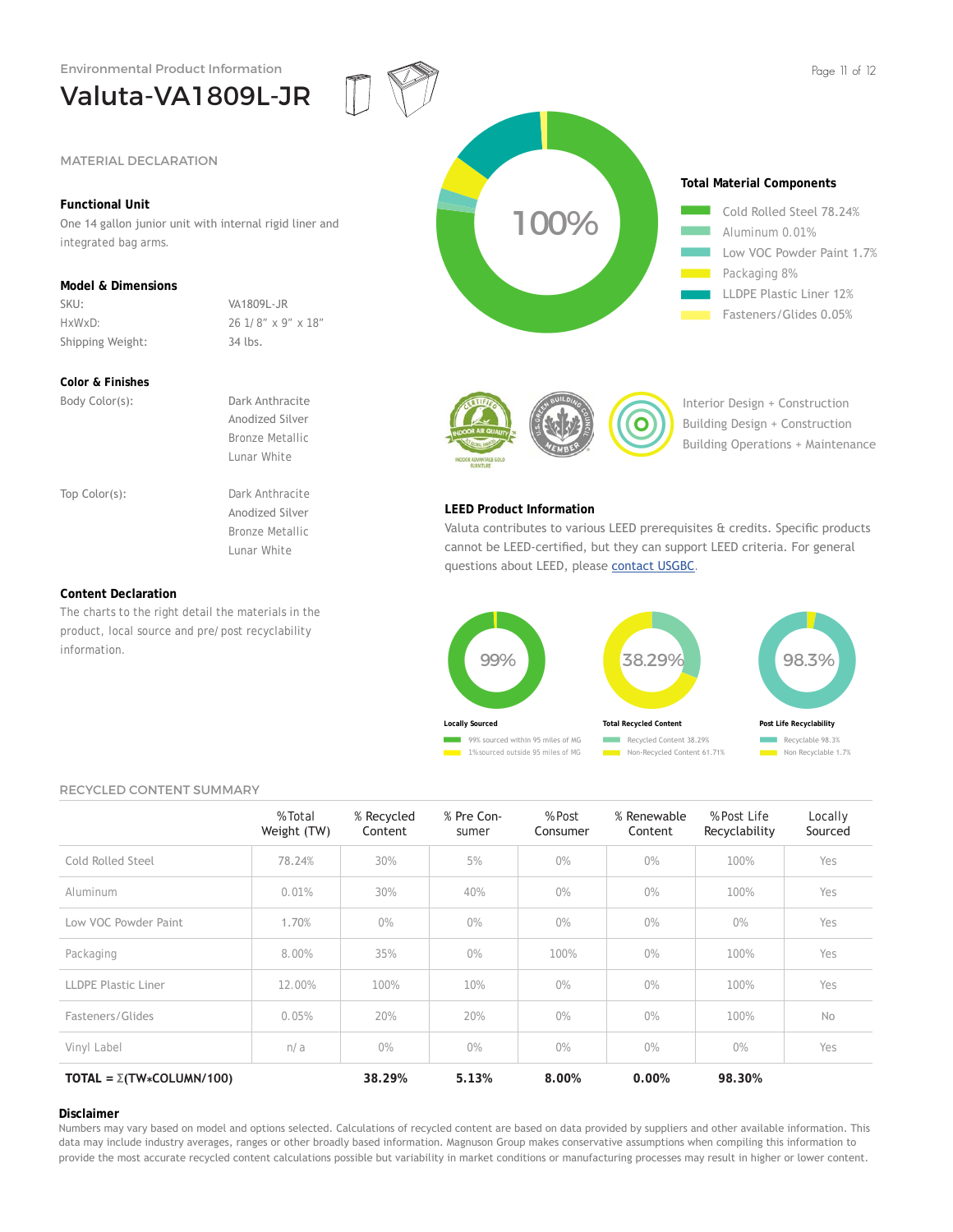Environmental Product Information

# Valuta-VA1809L-JR

## MATERIAL DECLARATION

### Functional Unit

One 14 gallon junior unit with internal rigid liner and integrated bag arms.

### Model & Dimensions

| | |
|---|---|
| SKU: | VA1809L-JR |
| HxWxD: | 26 1/8" x 9" x 18" |
| Shipping Weight: | 34 lbs. |

### Color & Finishes

| | |
|---|---|
| Body Color(s): | Dark Anthracite<br>Anodized Silver<br>Bronze Metallic<br>Lunar White |
| Top Color(s): | Dark Anthracite<br>Anodized Silver<br>Bronze Metallic<br>Lunar White |

### Content Declaration

The charts to the right detail the materials in the product, local source and pre/post recyclability information.

100%

### Total Material Components

- Cold Rolled Steel 78.24%
- Aluminum 0.01%
- Low VOC Powder Paint 1.7%
- Packaging 8%
- LLDPE Plastic Liner 12%
- Fasteners/Glides 0.05%

Interior Design + Construction
Building Design + Construction
Building Operations + Maintenance

### LEED Product Information

Valuta contributes to various LEED prerequisites & credits. Specific products cannot be LEED-certified, but they can support LEED criteria. For general questions about LEED, please contact USGBC.

**Locally Sourced** — 99%
- 99% sourced within 95 miles of MG
- 1% sourced outside 95 miles of MG

**Total Recycled Content** — 38.29%
- Recycled Content 38.29%
- Non-Recycled Content 61.71%

**Post Life Recyclability** — 98.3%
- Recyclable 98.3%
- Non Recyclable 1.7%

## RECYCLED CONTENT SUMMARY

| | %Total Weight (TW) | % Recycled Content | % Pre Consumer | %Post Consumer | % Renewable Content | %Post Life Recyclability | Locally Sourced |
|---|---|---|---|---|---|---|---|
| Cold Rolled Steel | 78.24% | 30% | 5% | 0% | 0% | 100% | Yes |
| Aluminum | 0.01% | 30% | 40% | 0% | 0% | 100% | Yes |
| Low VOC Powder Paint | 1.70% | 0% | 0% | 0% | 0% | 0% | Yes |
| Packaging | 8.00% | 35% | 0% | 100% | 0% | 100% | Yes |
| LLDPE Plastic Liner | 12.00% | 100% | 10% | 0% | 0% | 100% | Yes |
| Fasteners/Glides | 0.05% | 20% | 20% | 0% | 0% | 100% | No |
| Vinyl Label | n/a | 0% | 0% | 0% | 0% | 0% | Yes |
| **TOTAL = Σ(TW*COLUMN/100)** | | **38.29%** | **5.13%** | **8.00%** | **0.00%** | **98.30%** | |

### Disclaimer

Numbers may vary based on model and options selected. Calculations of recycled content are based on data provided by suppliers and other available information. This data may include industry averages, ranges or other broadly based information. Magnuson Group makes conservative assumptions when compiling this information to provide the most accurate recycled content calculations possible but variability in market conditions or manufacturing processes may result in higher or lower content.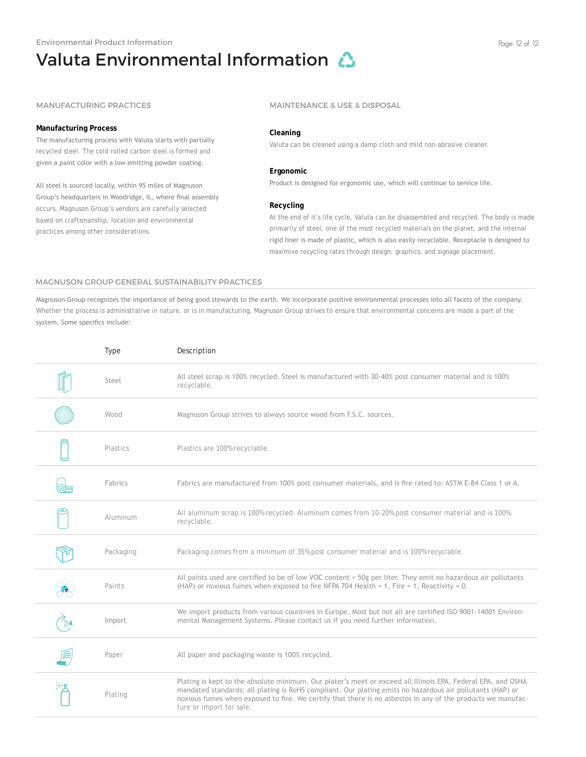Environmental Product Information

# Valuta Environmental Information

## MANUFACTURING PRACTICES

### Manufacturing Process

The manufacturing process with Valuta starts with partially recycled steel. The cold rolled carbon steel is formed and given a paint color with a low emitting powder coating.

All steel is sourced locally, within 95 miles of Magnuson Group's headquarters in Woodridge, IL, where final assembly occurs. Magnuson Group's vendors are carefully selected based on craftsmanship, location and environmental practices among other considerations.

## MAINTENANCE & USE & DISPOSAL

### Cleaning

Valuta can be cleaned using a damp cloth and mild non-abrasive cleaner.

### Ergonomic

Product is designed for ergonomic use, which will continue to service life.

### Recycling

At the end of it's life cycle, Valuta can be disassembled and recycled. The body is made primarily of steel, one of the most recycled materials on the planet, and the internal rigid liner is made of plastic, which is also easily recyclable. Receptacle is designed to maximixe recycling rates through design, graphics, and signage placement.

## MAGNUSON GROUP GENERAL SUSTAINABILITY PRACTICES

Magnuson Group recognizes the importance of being good stewards to the earth. We incorporate positive environmental processes into all facets of the company. Whether the process is administrative in nature, or is in manufacturing, Magnuson Group strives to ensure that environmental concerns are made a part of the system. Some specifics include:

| Type | Description |
|---|---|
| Steel | All steel scrap is 100% recycled. Steel is manufactured with 30-40% post consumer material and is 100% recyclable. |
| Wood | Magnuson Group strives to always source wood from F.S.C. sources. |
| Plastics | Plastics are 100% recyclable. |
| Fabrics | Fabrics are manufactured from 100% post consumer materials, and is fire rated to: ASTM E-84 Class 1 or A. |
| Aluminum | All aluminum scrap is 100% recycled. Aluminum comes from 10-20% post consumer material and is 100% recyclable. |
| Packaging | Packaging comes from a minimum of 35% post consumer material and is 100% recyclable. |
| Paints | All paints used are certified to be of low VOC content < 50g per liter. They emit no hazardous air pollutants (HAP) or noxious fumes when exposed to fire NFPA 704 Health = 1, Fire = 1, Reactivity = 0. |
| Import | We import products from various countries in Europe. Most but not all are certified ISO 9001-14001 Environmental Management Systems. Please contact us if you need further information. |
| Paper | All paper and packaging waste is 100% recycled. |
| Plating | Plating is kept to the absolute minimum. Our plater's meet or exceed all Illinois EPA, Federal EPA, and OSHA mandated standards; all plating is RoHS compliant. Our plating emits no hazardous air pollutants (HAP) or noxious fumes when exposed to fire. We certify that there is no asbestos in any of the products we manufacture or import for sale. |